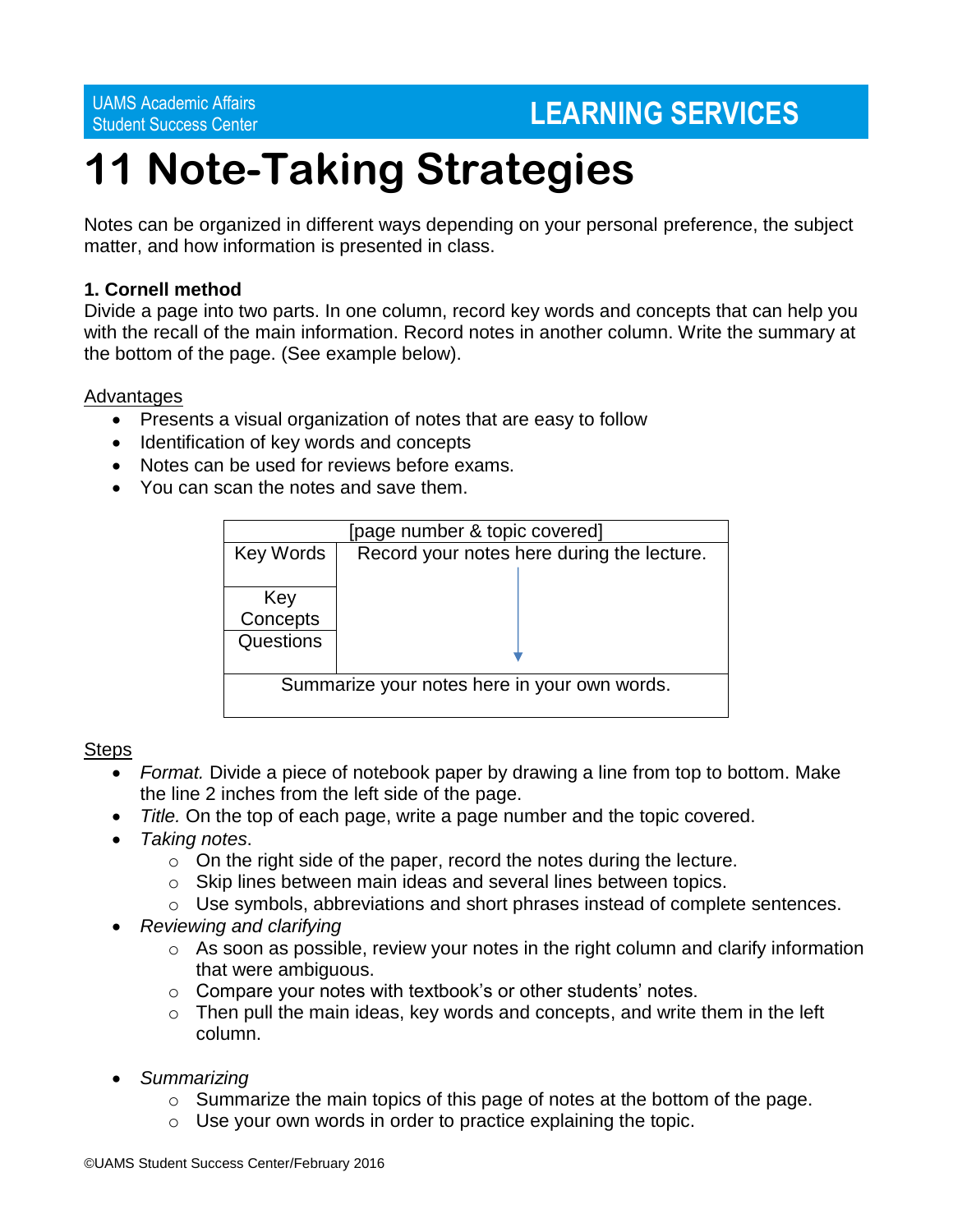UAMS Academic Affairs
Student Success Center

**LEARNING SERVICES**

# 11 Note-Taking Strategies

Notes can be organized in different ways depending on your personal preference, the subject matter, and how information is presented in class.

**1. Cornell method**

Divide a page into two parts. In one column, record key words and concepts that can help you with the recall of the main information. Record notes in another column. Write the summary at the bottom of the page. (See example below).

<u>Advantages</u>

- Presents a visual organization of notes that are easy to follow
- Identification of key words and concepts
- Notes can be used for reviews before exams.
- You can scan the notes and save them.

| [page number & topic covered] | |
|---|---|
| Key Words | Record your notes here during the lecture. ↓ |
| Key Concepts | |
| Questions | |
| Summarize your notes here in your own words. | |

<u>Steps</u>

- *Format.* Divide a piece of notebook paper by drawing a line from top to bottom. Make the line 2 inches from the left side of the page.
- *Title.* On the top of each page, write a page number and the topic covered.
- *Taking notes*.
  - On the right side of the paper, record the notes during the lecture.
  - Skip lines between main ideas and several lines between topics.
  - Use symbols, abbreviations and short phrases instead of complete sentences.
- *Reviewing and clarifying*
  - As soon as possible, review your notes in the right column and clarify information that were ambiguous.
  - Compare your notes with textbook's or other students' notes.
  - Then pull the main ideas, key words and concepts, and write them in the left column.
- *Summarizing*
  - Summarize the main topics of this page of notes at the bottom of the page.
  - Use your own words in order to practice explaining the topic.

©UAMS Student Success Center/February 2016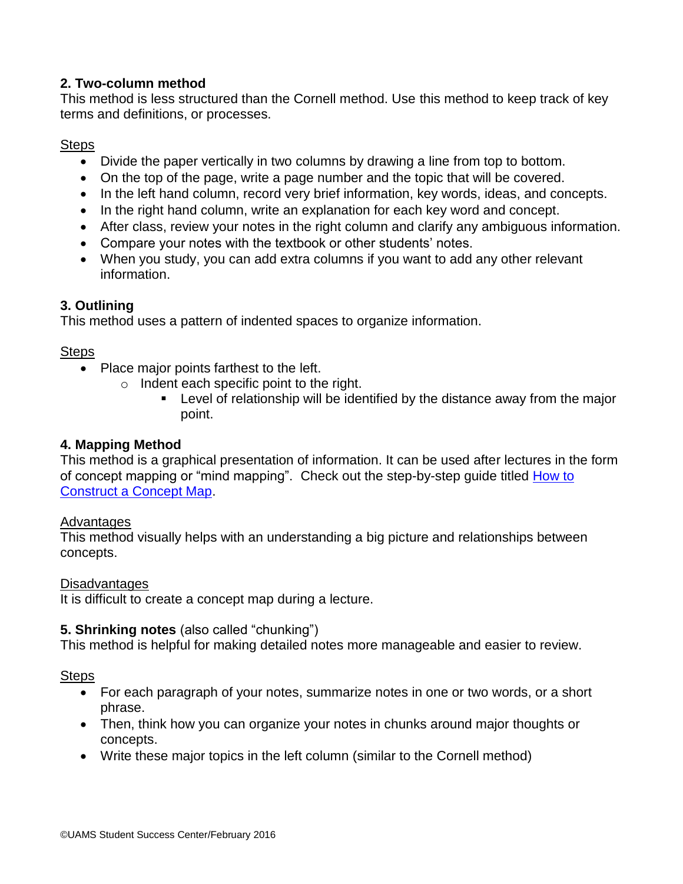### 2. Two-column method

This method is less structured than the Cornell method. Use this method to keep track of key terms and definitions, or processes.

Steps

- Divide the paper vertically in two columns by drawing a line from top to bottom.
- On the top of the page, write a page number and the topic that will be covered.
- In the left hand column, record very brief information, key words, ideas, and concepts.
- In the right hand column, write an explanation for each key word and concept.
- After class, review your notes in the right column and clarify any ambiguous information.
- Compare your notes with the textbook or other students' notes.
- When you study, you can add extra columns if you want to add any other relevant information.

### 3. Outlining

This method uses a pattern of indented spaces to organize information.

Steps

- Place major points farthest to the left.
  - Indent each specific point to the right.
    - Level of relationship will be identified by the distance away from the major point.

### 4. Mapping Method

This method is a graphical presentation of information. It can be used after lectures in the form of concept mapping or "mind mapping". Check out the step-by-step guide titled How to Construct a Concept Map.

Advantages

This method visually helps with an understanding a big picture and relationships between concepts.

Disadvantages

It is difficult to create a concept map during a lecture.

### 5. Shrinking notes (also called "chunking")

This method is helpful for making detailed notes more manageable and easier to review.

Steps

- For each paragraph of your notes, summarize notes in one or two words, or a short phrase.
- Then, think how you can organize your notes in chunks around major thoughts or concepts.
- Write these major topics in the left column (similar to the Cornell method)

©UAMS Student Success Center/February 2016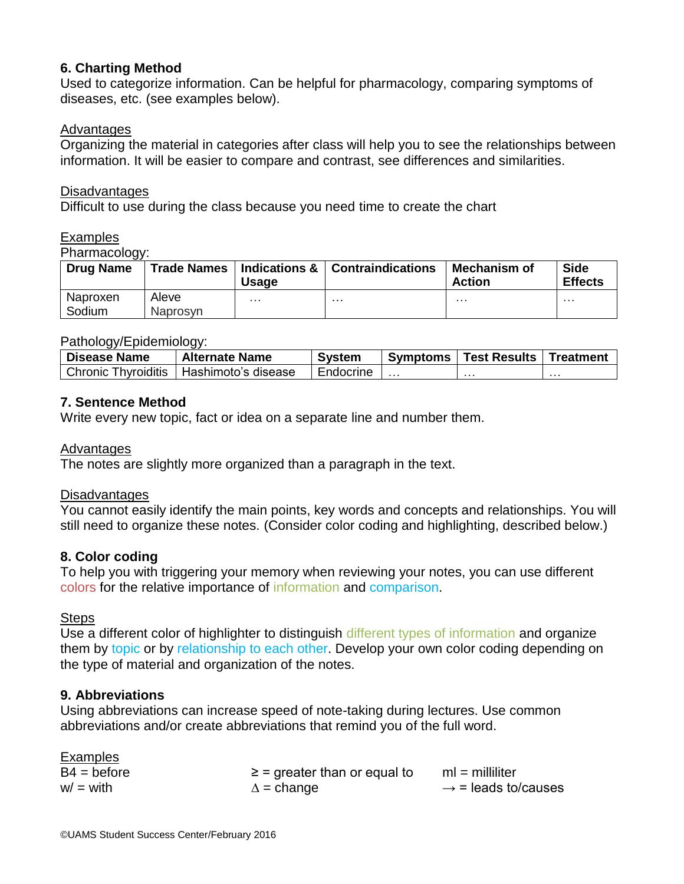### 6. Charting Method

Used to categorize information. Can be helpful for pharmacology, comparing symptoms of diseases, etc. (see examples below).

Advantages

Organizing the material in categories after class will help you to see the relationships between information. It will be easier to compare and contrast, see differences and similarities.

Disadvantages

Difficult to use during the class because you need time to create the chart

Examples

Pharmacology:

| Drug Name | Trade Names | Indications & Usage | Contraindications | Mechanism of Action | Side Effects |
|---|---|---|---|---|---|
| Naproxen Sodium | Aleve Naprosyn | … | … | … | … |

Pathology/Epidemiology:

| Disease Name | Alternate Name | System | Symptoms | Test Results | Treatment |
|---|---|---|---|---|---|
| Chronic Thyroiditis | Hashimoto's disease | Endocrine | … | … | … |

### 7. Sentence Method

Write every new topic, fact or idea on a separate line and number them.

Advantages

The notes are slightly more organized than a paragraph in the text.

Disadvantages

You cannot easily identify the main points, key words and concepts and relationships. You will still need to organize these notes. (Consider color coding and highlighting, described below.)

### 8. Color coding

To help you with triggering your memory when reviewing your notes, you can use different colors for the relative importance of information and comparison.

Steps

Use a different color of highlighter to distinguish different types of information and organize them by topic or by relationship to each other. Develop your own color coding depending on the type of material and organization of the notes.

### 9. Abbreviations

Using abbreviations can increase speed of note-taking during lectures. Use common abbreviations and/or create abbreviations that remind you of the full word.

Examples

B4 = before
w/ = with
≥ = greater than or equal to
∆ = change
ml = milliliter
→ = leads to/causes

©UAMS Student Success Center/February 2016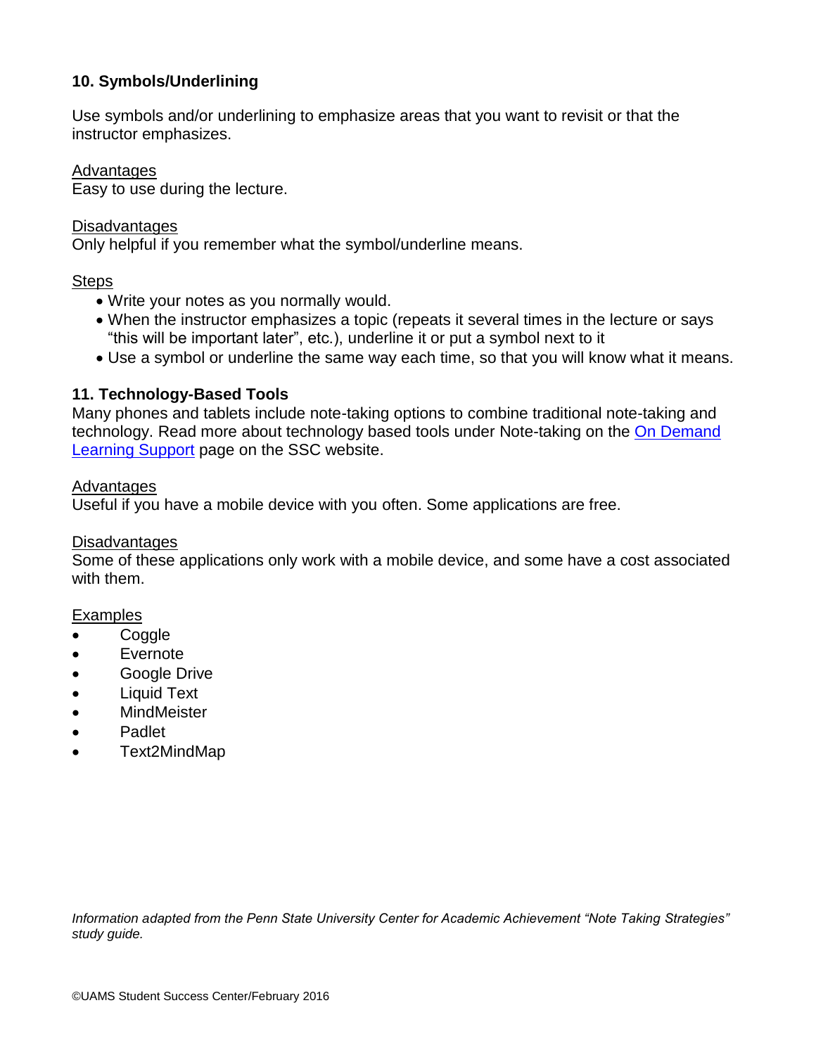**10. Symbols/Underlining**

Use symbols and/or underlining to emphasize areas that you want to revisit or that the instructor emphasizes.

Advantages
Easy to use during the lecture.

Disadvantages
Only helpful if you remember what the symbol/underline means.

Steps

- Write your notes as you normally would.
- When the instructor emphasizes a topic (repeats it several times in the lecture or says "this will be important later", etc.), underline it or put a symbol next to it
- Use a symbol or underline the same way each time, so that you will know what it means.

**11. Technology-Based Tools**

Many phones and tablets include note-taking options to combine traditional note-taking and technology. Read more about technology based tools under Note-taking on the [On Demand Learning Support]() page on the SSC website.

Advantages
Useful if you have a mobile device with you often. Some applications are free.

Disadvantages
Some of these applications only work with a mobile device, and some have a cost associated with them.

Examples

- Coggle
- Evernote
- Google Drive
- Liquid Text
- MindMeister
- Padlet
- Text2MindMap

*Information adapted from the Penn State University Center for Academic Achievement "Note Taking Strategies" study guide.*

©UAMS Student Success Center/February 2016